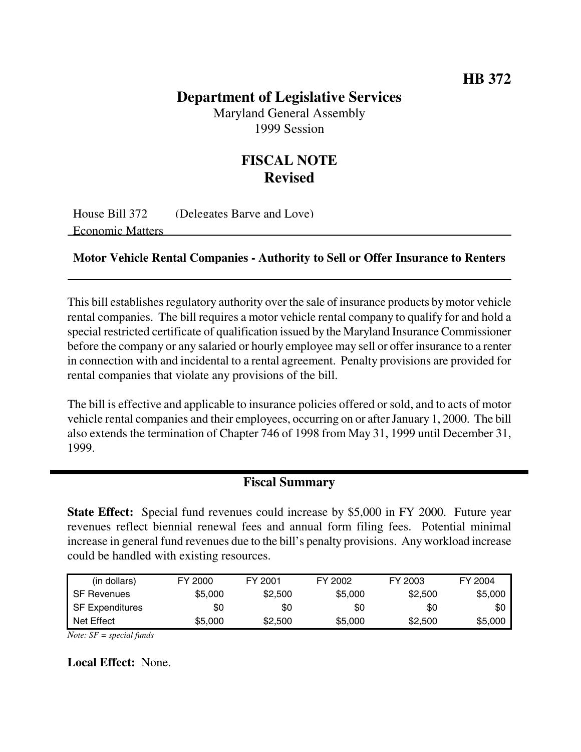HB 372

# Department of Legislative Services

Maryland General Assembly
1999 Session

## FISCAL NOTE
## Revised

House Bill 372 (Delegates Barve and Love)
Economic Matters

**Motor Vehicle Rental Companies - Authority to Sell or Offer Insurance to Renters**

This bill establishes regulatory authority over the sale of insurance products by motor vehicle rental companies. The bill requires a motor vehicle rental company to qualify for and hold a special restricted certificate of qualification issued by the Maryland Insurance Commissioner before the company or any salaried or hourly employee may sell or offer insurance to a renter in connection with and incidental to a rental agreement. Penalty provisions are provided for rental companies that violate any provisions of the bill.

The bill is effective and applicable to insurance policies offered or sold, and to acts of motor vehicle rental companies and their employees, occurring on or after January 1, 2000. The bill also extends the termination of Chapter 746 of 1998 from May 31, 1999 until December 31, 1999.

## Fiscal Summary

**State Effect:** Special fund revenues could increase by $5,000 in FY 2000. Future year revenues reflect biennial renewal fees and annual form filing fees. Potential minimal increase in general fund revenues due to the bill's penalty provisions. Any workload increase could be handled with existing resources.

| (in dollars) | FY 2000 | FY 2001 | FY 2002 | FY 2003 | FY 2004 |
|---|---|---|---|---|---|
| SF Revenues | $5,000 | $2,500 | $5,000 | $2,500 | $5,000 |
| SF Expenditures | $0 | $0 | $0 | $0 | $0 |
| Net Effect | $5,000 | $2,500 | $5,000 | $2,500 | $5,000 |

*Note: SF = special funds*

**Local Effect:** None.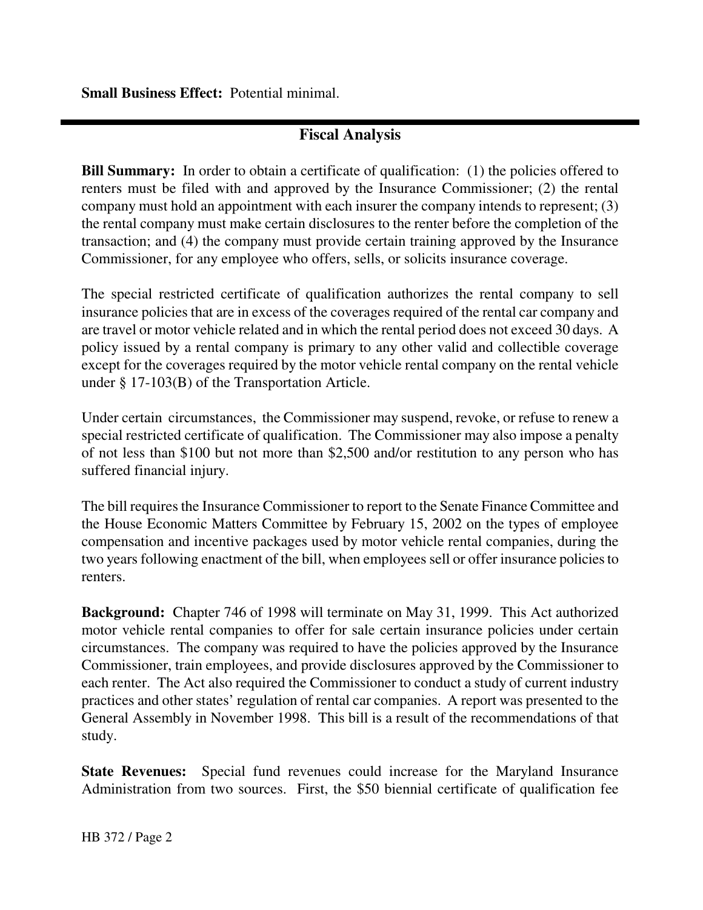**Small Business Effect:** Potential minimal.

## Fiscal Analysis

**Bill Summary:** In order to obtain a certificate of qualification: (1) the policies offered to renters must be filed with and approved by the Insurance Commissioner; (2) the rental company must hold an appointment with each insurer the company intends to represent; (3) the rental company must make certain disclosures to the renter before the completion of the transaction; and (4) the company must provide certain training approved by the Insurance Commissioner, for any employee who offers, sells, or solicits insurance coverage.

The special restricted certificate of qualification authorizes the rental company to sell insurance policies that are in excess of the coverages required of the rental car company and are travel or motor vehicle related and in which the rental period does not exceed 30 days. A policy issued by a rental company is primary to any other valid and collectible coverage except for the coverages required by the motor vehicle rental company on the rental vehicle under § 17-103(B) of the Transportation Article.

Under certain circumstances, the Commissioner may suspend, revoke, or refuse to renew a special restricted certificate of qualification. The Commissioner may also impose a penalty of not less than $100 but not more than $2,500 and/or restitution to any person who has suffered financial injury.

The bill requires the Insurance Commissioner to report to the Senate Finance Committee and the House Economic Matters Committee by February 15, 2002 on the types of employee compensation and incentive packages used by motor vehicle rental companies, during the two years following enactment of the bill, when employees sell or offer insurance policies to renters.

**Background:** Chapter 746 of 1998 will terminate on May 31, 1999. This Act authorized motor vehicle rental companies to offer for sale certain insurance policies under certain circumstances. The company was required to have the policies approved by the Insurance Commissioner, train employees, and provide disclosures approved by the Commissioner to each renter. The Act also required the Commissioner to conduct a study of current industry practices and other states' regulation of rental car companies. A report was presented to the General Assembly in November 1998. This bill is a result of the recommendations of that study.

**State Revenues:** Special fund revenues could increase for the Maryland Insurance Administration from two sources. First, the $50 biennial certificate of qualification fee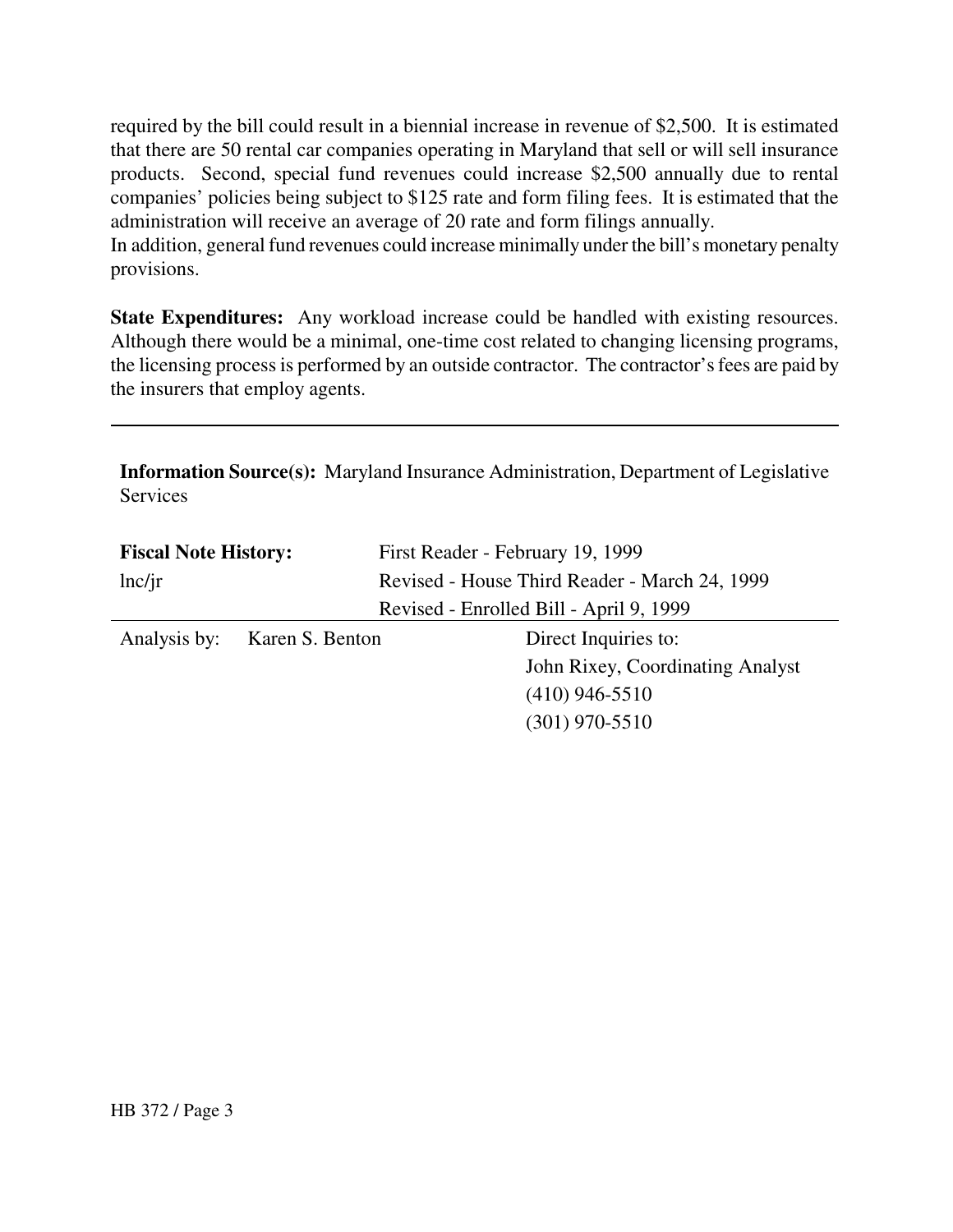required by the bill could result in a biennial increase in revenue of $2,500. It is estimated that there are 50 rental car companies operating in Maryland that sell or will sell insurance products. Second, special fund revenues could increase $2,500 annually due to rental companies' policies being subject to $125 rate and form filing fees. It is estimated that the administration will receive an average of 20 rate and form filings annually.
In addition, general fund revenues could increase minimally under the bill's monetary penalty provisions.

**State Expenditures:** Any workload increase could be handled with existing resources. Although there would be a minimal, one-time cost related to changing licensing programs, the licensing process is performed by an outside contractor. The contractor's fees are paid by the insurers that employ agents.

---

**Information Source(s):** Maryland Insurance Administration, Department of Legislative Services

**Fiscal Note History:** First Reader - February 19, 1999
lnc/jr
Revised - House Third Reader - March 24, 1999
Revised - Enrolled Bill - April 9, 1999

Analysis by: Karen S. Benton

Direct Inquiries to:
John Rixey, Coordinating Analyst
(410) 946-5510
(301) 970-5510